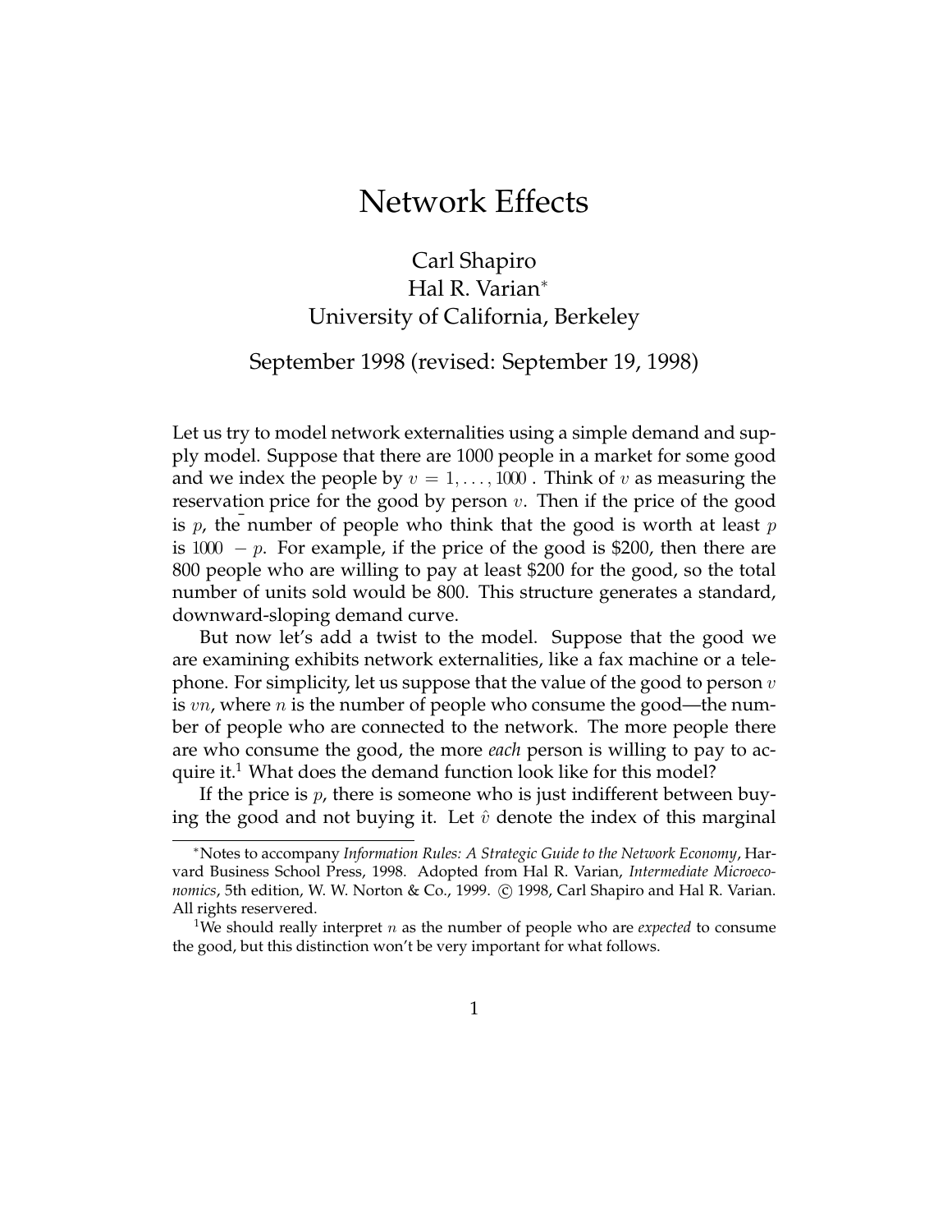# Network Effects

Carl Shapiro
Hal R. Varian*
University of California, Berkeley

September 1998 (revised: September 19, 1998)

Let us try to model network externalities using a simple demand and supply model. Suppose that there are 1000 people in a market for some good and we index the people by $v = 1, \ldots, 1000$ . Think of $v$ as measuring the reservation price for the good by person $v$. Then if the price of the good is $p$, the number of people who think that the good is worth at least $p$ is $1000 - p$. For example, if the price of the good is \$200, then there are 800 people who are willing to pay at least \$200 for the good, so the total number of units sold would be 800. This structure generates a standard, downward-sloping demand curve.

But now let's add a twist to the model. Suppose that the good we are examining exhibits network externalities, like a fax machine or a telephone. For simplicity, let us suppose that the value of the good to person $v$ is $vn$, where $n$ is the number of people who consume the good—the number of people who are connected to the network. The more people there are who consume the good, the more *each* person is willing to pay to acquire it.[1] What does the demand function look like for this model?

If the price is $p$, there is someone who is just indifferent between buying the good and not buying it. Let $\hat{v}$ denote the index of this marginal

---

*Notes to accompany *Information Rules: A Strategic Guide to the Network Economy*, Harvard Business School Press, 1998. Adopted from Hal R. Varian, *Intermediate Microeconomics*, 5th edition, W. W. Norton & Co., 1999. © 1998, Carl Shapiro and Hal R. Varian. All rights reservered.

[1] We should really interpret $n$ as the number of people who are *expected* to consume the good, but this distinction won't be very important for what follows.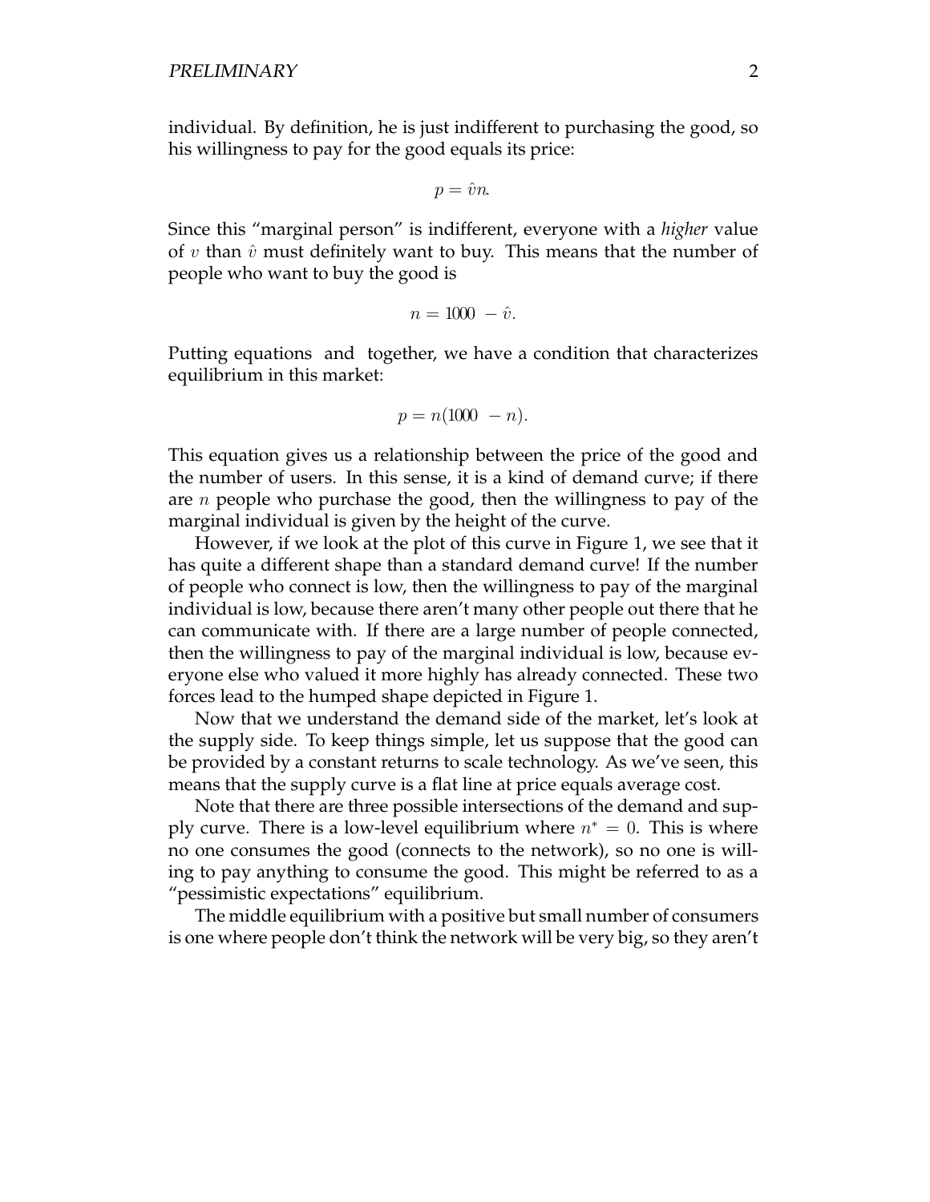individual. By definition, he is just indifferent to purchasing the good, so his willingness to pay for the good equals its price:

$$p = \hat{v}n.$$

Since this "marginal person" is indifferent, everyone with a *higher* value of $v$ than $\hat{v}$ must definitely want to buy. This means that the number of people who want to buy the good is

$$n = 1000 - \hat{v}.$$

Putting equations and together, we have a condition that characterizes equilibrium in this market:

$$p = n(1000 - n).$$

This equation gives us a relationship between the price of the good and the number of users. In this sense, it is a kind of demand curve; if there are $n$ people who purchase the good, then the willingness to pay of the marginal individual is given by the height of the curve.

However, if we look at the plot of this curve in Figure 1, we see that it has quite a different shape than a standard demand curve! If the number of people who connect is low, then the willingness to pay of the marginal individual is low, because there aren't many other people out there that he can communicate with. If there are a large number of people connected, then the willingness to pay of the marginal individual is low, because everyone else who valued it more highly has already connected. These two forces lead to the humped shape depicted in Figure 1.

Now that we understand the demand side of the market, let's look at the supply side. To keep things simple, let us suppose that the good can be provided by a constant returns to scale technology. As we've seen, this means that the supply curve is a flat line at price equals average cost.

Note that there are three possible intersections of the demand and supply curve. There is a low-level equilibrium where $n^* = 0$. This is where no one consumes the good (connects to the network), so no one is willing to pay anything to consume the good. This might be referred to as a "pessimistic expectations" equilibrium.

The middle equilibrium with a positive but small number of consumers is one where people don't think the network will be very big, so they aren't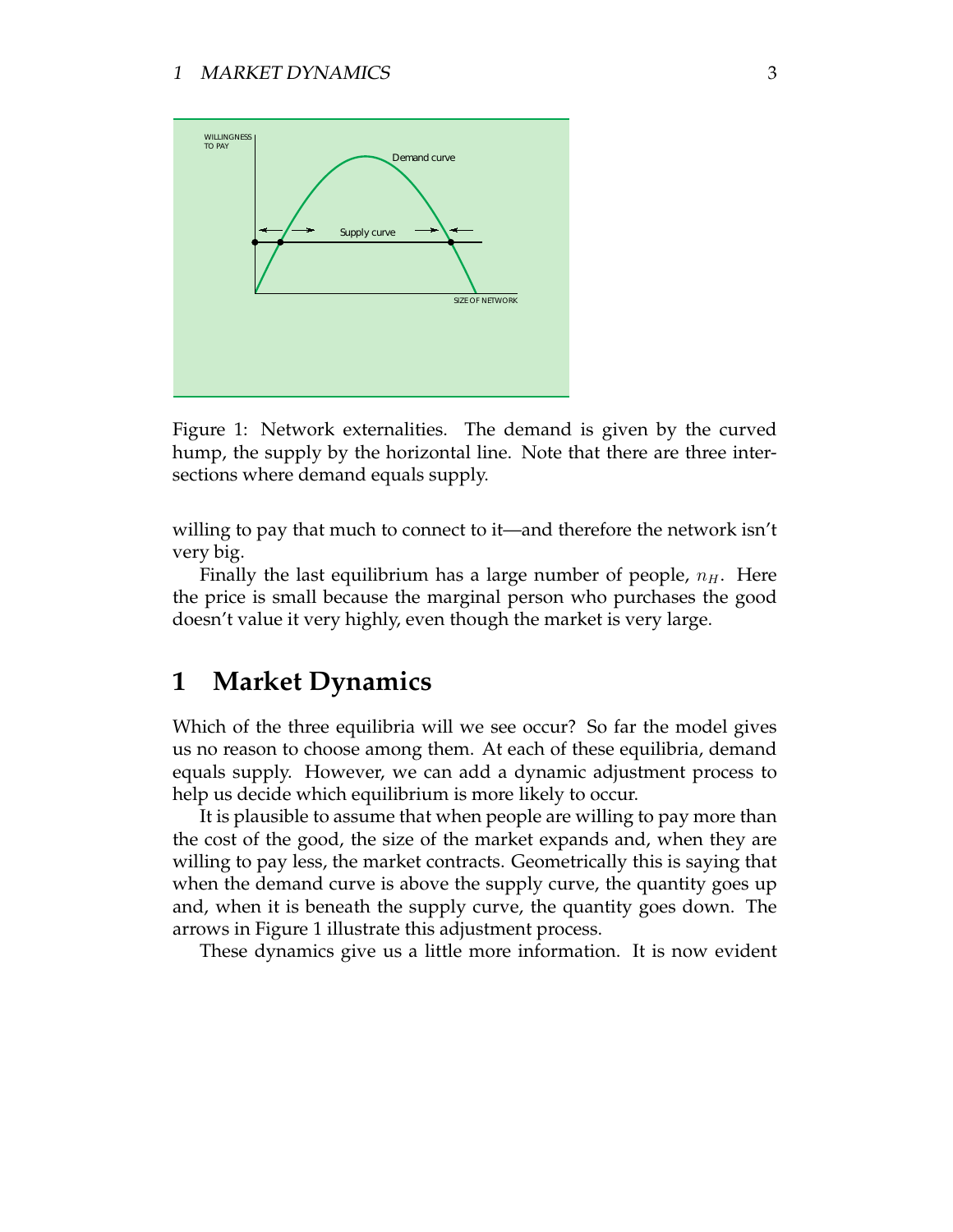Figure 1: Network externalities. The demand is given by the curved hump, the supply by the horizontal line. Note that there are three intersections where demand equals supply.

willing to pay that much to connect to it—and therefore the network isn't very big.

Finally the last equilibrium has a large number of people, $n_H$. Here the price is small because the marginal person who purchases the good doesn't value it very highly, even though the market is very large.

# 1 Market Dynamics

Which of the three equilibria will we see occur? So far the model gives us no reason to choose among them. At each of these equilibria, demand equals supply. However, we can add a dynamic adjustment process to help us decide which equilibrium is more likely to occur.

It is plausible to assume that when people are willing to pay more than the cost of the good, the size of the market expands and, when they are willing to pay less, the market contracts. Geometrically this is saying that when the demand curve is above the supply curve, the quantity goes up and, when it is beneath the supply curve, the quantity goes down. The arrows in Figure 1 illustrate this adjustment process.

These dynamics give us a little more information. It is now evident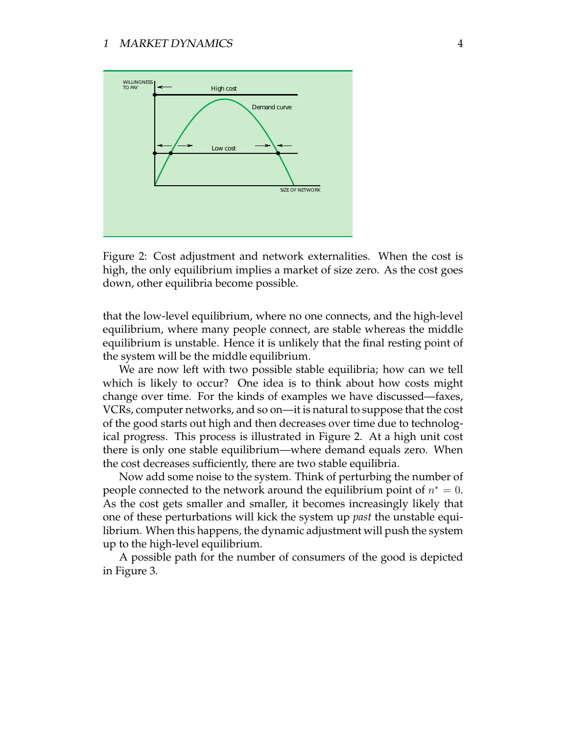Figure 2: Cost adjustment and network externalities. When the cost is high, the only equilibrium implies a market of size zero. As the cost goes down, other equilibria become possible.

that the low-level equilibrium, where no one connects, and the high-level equilibrium, where many people connect, are stable whereas the middle equilibrium is unstable. Hence it is unlikely that the final resting point of the system will be the middle equilibrium.

We are now left with two possible stable equilibria; how can we tell which is likely to occur? One idea is to think about how costs might change over time. For the kinds of examples we have discussed—faxes, VCRs, computer networks, and so on—it is natural to suppose that the cost of the good starts out high and then decreases over time due to technological progress. This process is illustrated in Figure 2. At a high unit cost there is only one stable equilibrium—where demand equals zero. When the cost decreases sufficiently, there are two stable equilibria.

Now add some noise to the system. Think of perturbing the number of people connected to the network around the equilibrium point of $n^* = 0$. As the cost gets smaller and smaller, it becomes increasingly likely that one of these perturbations will kick the system up *past* the unstable equilibrium. When this happens, the dynamic adjustment will push the system up to the high-level equilibrium.

A possible path for the number of consumers of the good is depicted in Figure 3.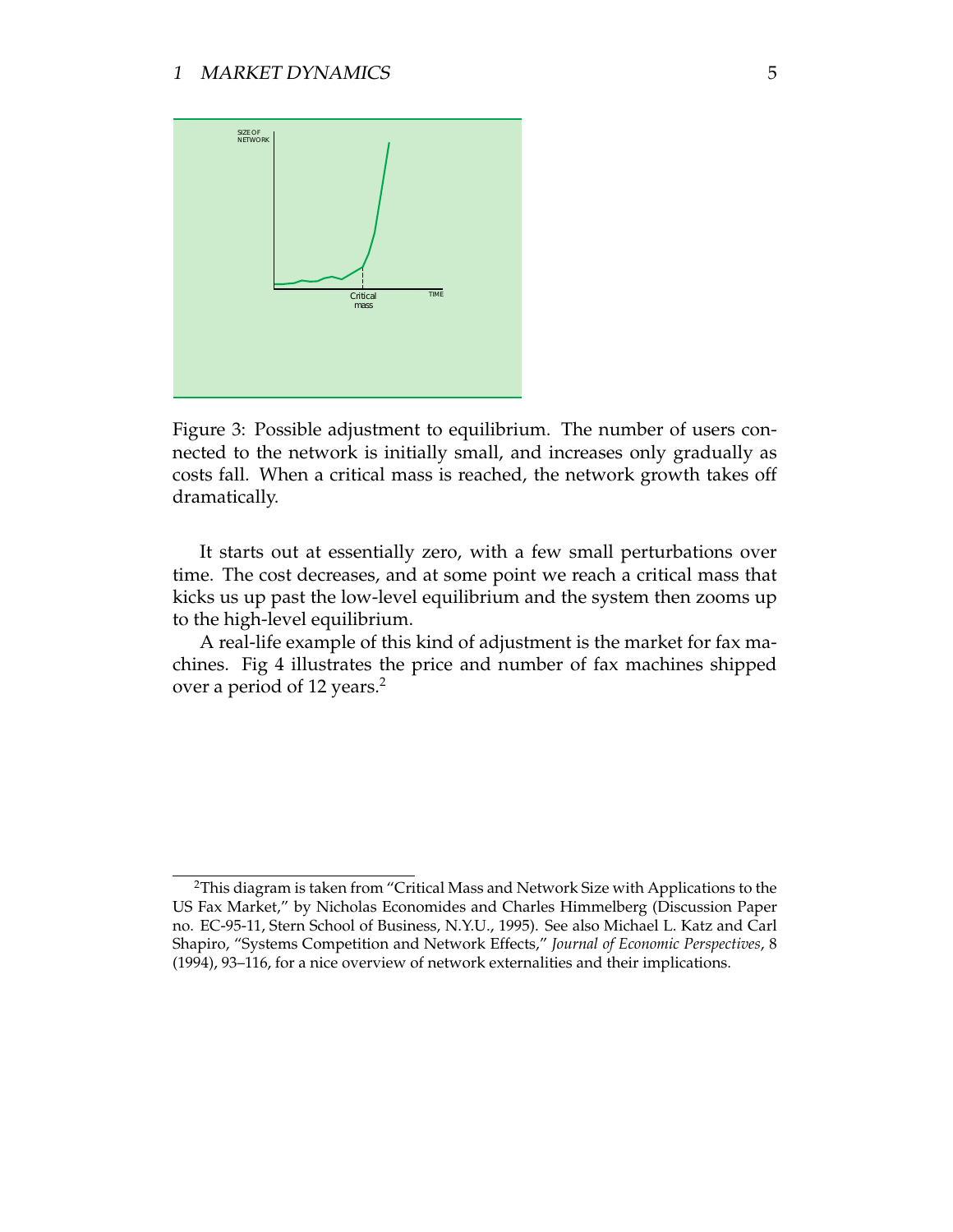Figure 3: Possible adjustment to equilibrium. The number of users connected to the network is initially small, and increases only gradually as costs fall. When a critical mass is reached, the network growth takes off dramatically.

It starts out at essentially zero, with a few small perturbations over time. The cost decreases, and at some point we reach a critical mass that kicks us up past the low-level equilibrium and the system then zooms up to the high-level equilibrium.

A real-life example of this kind of adjustment is the market for fax machines. Fig 4 illustrates the price and number of fax machines shipped over a period of 12 years.[2]

---

[2]This diagram is taken from "Critical Mass and Network Size with Applications to the US Fax Market," by Nicholas Economides and Charles Himmelberg (Discussion Paper no. EC-95-11, Stern School of Business, N.Y.U., 1995). See also Michael L. Katz and Carl Shapiro, "Systems Competition and Network Effects," *Journal of Economic Perspectives*, 8 (1994), 93–116, for a nice overview of network externalities and their implications.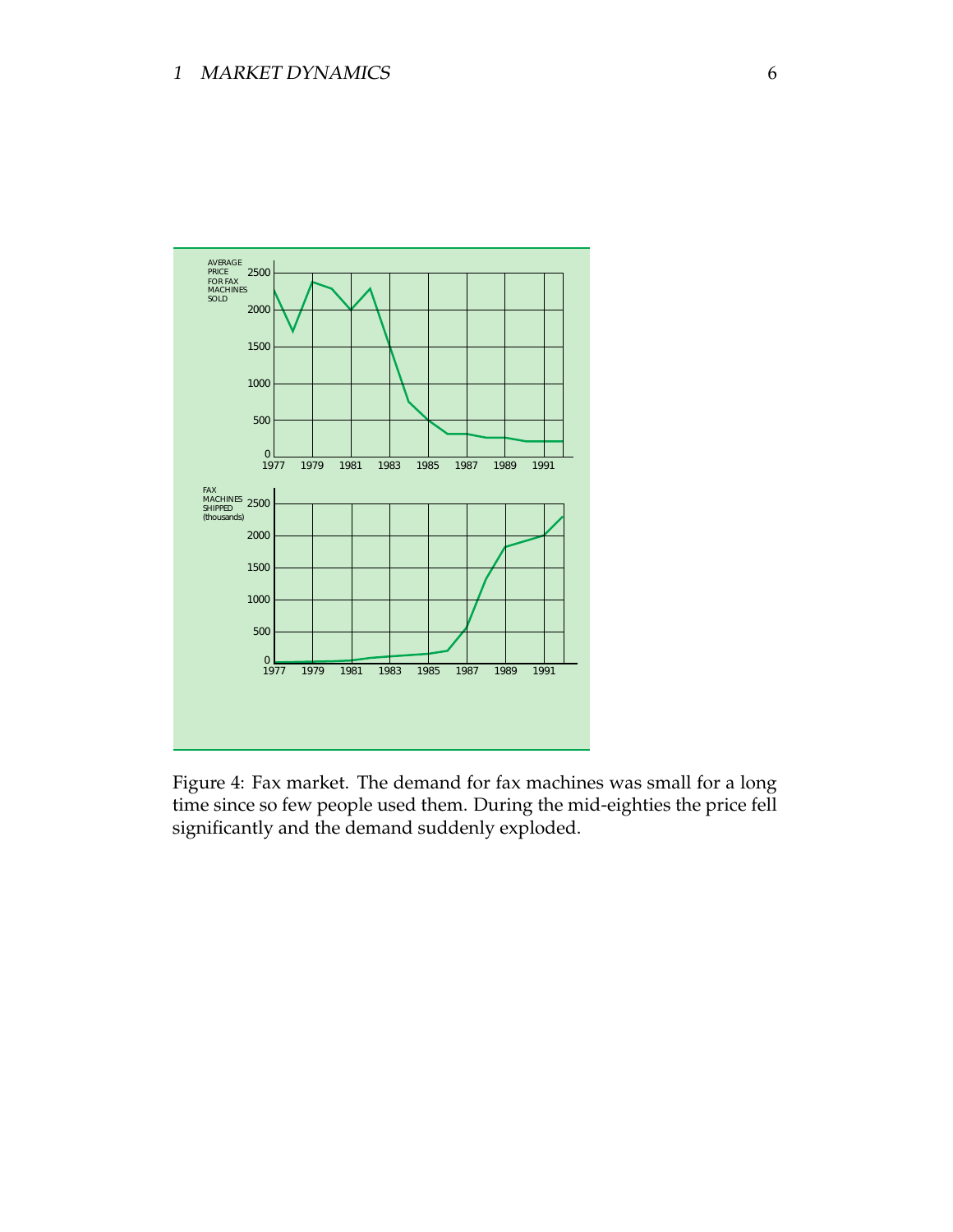AVERAGE PRICE FOR FAX MACHINES SOLD

2500
2000
1500
1000
500
0

1977 1979 1981 1983 1985 1987 1989 1991

FAX MACHINES SHIPPED (thousands)

2500
2000
1500
1000
500
0

1977 1979 1981 1983 1985 1987 1989 1991

Figure 4: Fax market. The demand for fax machines was small for a long time since so few people used them. During the mid-eighties the price fell significantly and the demand suddenly exploded.